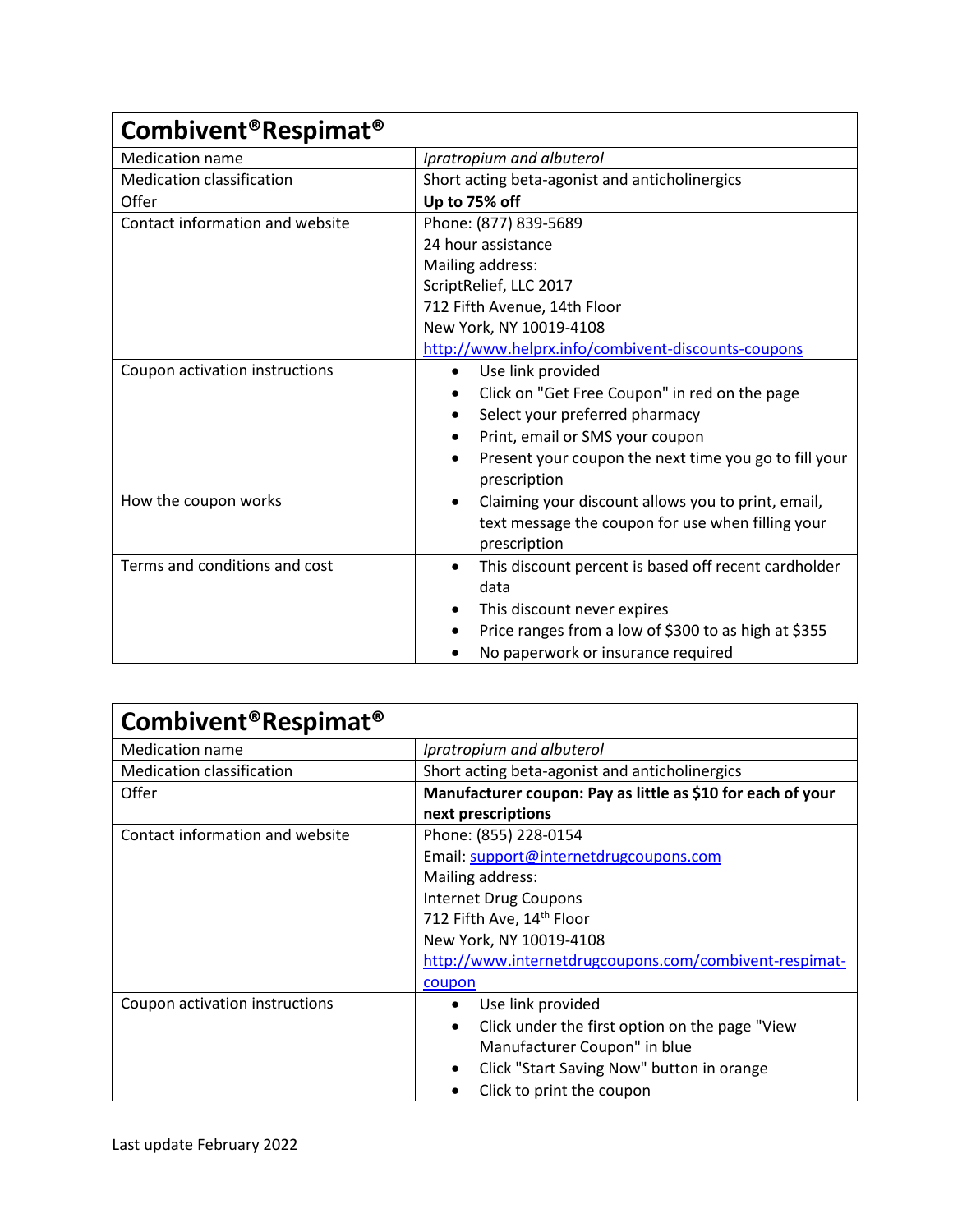| Combivent®Respimat® | |
|---|---|
| Medication name | *Ipratropium and albuterol* |
| Medication classification | Short acting beta-agonist and anticholinergics |
| Offer | **Up to 75% off** |
| Contact information and website | Phone: (877) 839-5689<br>24 hour assistance<br>Mailing address:<br>ScriptRelief, LLC 2017<br>712 Fifth Avenue, 14th Floor<br>New York, NY 10019-4108<br>[http://www.helprx.info/combivent-discounts-coupons](http://www.helprx.info/combivent-discounts-coupons) |
| Coupon activation instructions | • Use link provided<br>• Click on "Get Free Coupon" in red on the page<br>• Select your preferred pharmacy<br>• Print, email or SMS your coupon<br>• Present your coupon the next time you go to fill your prescription |
| How the coupon works | • Claiming your discount allows you to print, email, text message the coupon for use when filling your prescription |
| Terms and conditions and cost | • This discount percent is based off recent cardholder data<br>• This discount never expires<br>• Price ranges from a low of $300 to as high at $355<br>• No paperwork or insurance required |

| Combivent®Respimat® | |
|---|---|
| Medication name | *Ipratropium and albuterol* |
| Medication classification | Short acting beta-agonist and anticholinergics |
| Offer | **Manufacturer coupon: Pay as little as $10 for each of your next prescriptions** |
| Contact information and website | Phone: (855) 228-0154<br>Email: [support@internetdrugcoupons.com](mailto:support@internetdrugcoupons.com)<br>Mailing address:<br>Internet Drug Coupons<br>712 Fifth Ave, 14th Floor<br>New York, NY 10019-4108<br>[http://www.internetdrugcoupons.com/combivent-respimat-coupon](http://www.internetdrugcoupons.com/combivent-respimat-coupon) |
| Coupon activation instructions | • Use link provided<br>• Click under the first option on the page "View Manufacturer Coupon" in blue<br>• Click "Start Saving Now" button in orange<br>• Click to print the coupon |

Last update February 2022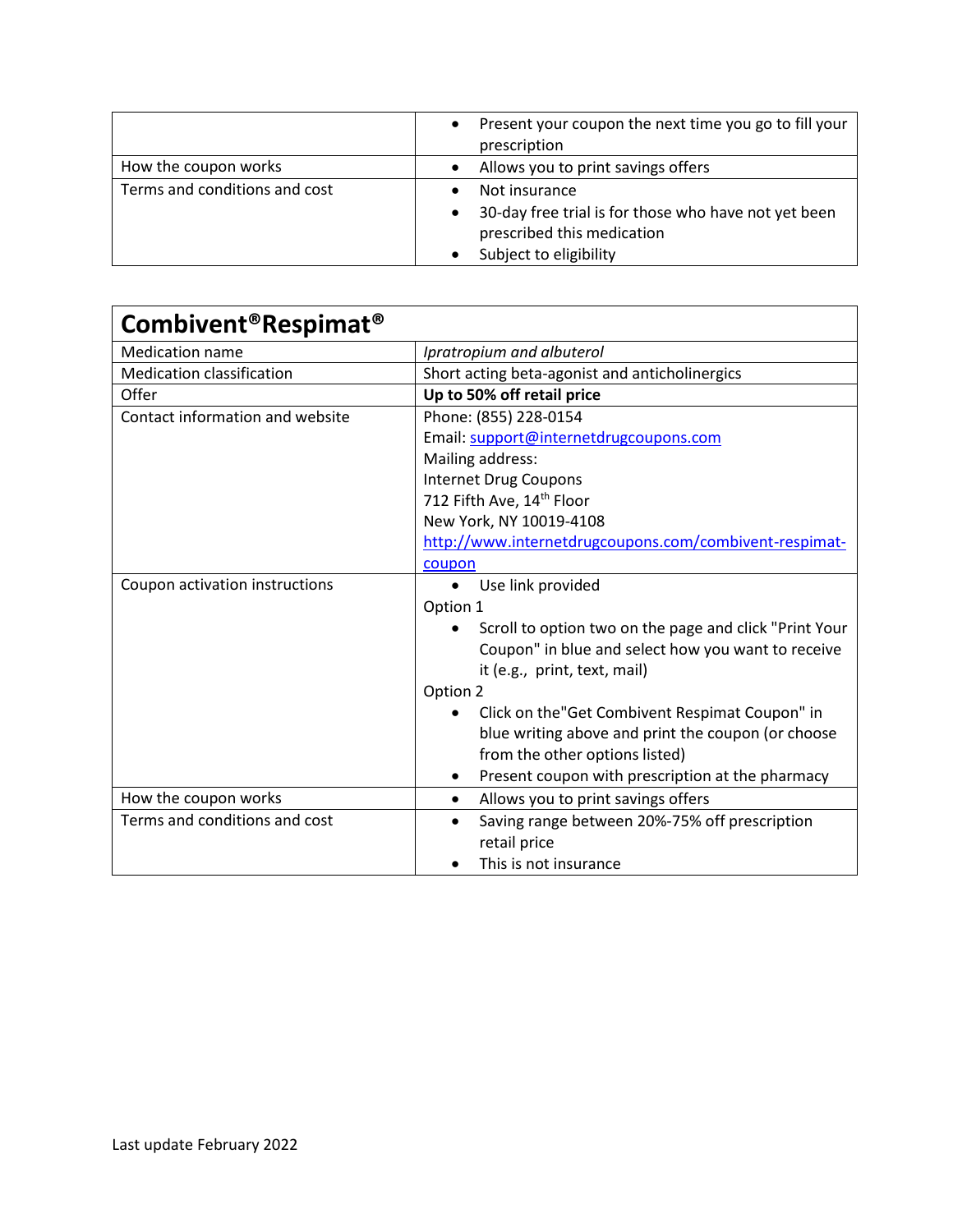| | |
|---|---|
| | • Present your coupon the next time you go to fill your prescription |
| How the coupon works | • Allows you to print savings offers |
| Terms and conditions and cost | • Not insurance<br>• 30-day free trial is for those who have not yet been prescribed this medication<br>• Subject to eligibility |

## Combivent®Respimat®

| | |
|---|---|
| Medication name | *Ipratropium and albuterol* |
| Medication classification | Short acting beta-agonist and anticholinergics |
| Offer | **Up to 50% off retail price** |
| Contact information and website | Phone: (855) 228-0154<br>Email: support@internetdrugcoupons.com<br>Mailing address:<br>Internet Drug Coupons<br>712 Fifth Ave, 14th Floor<br>New York, NY 10019-4108<br>http://www.internetdrugcoupons.com/combivent-respimat-coupon |
| Coupon activation instructions | • Use link provided<br>Option 1<br>• Scroll to option two on the page and click "Print Your Coupon" in blue and select how you want to receive it (e.g., print, text, mail)<br>Option 2<br>• Click on the"Get Combivent Respimat Coupon" in blue writing above and print the coupon (or choose from the other options listed)<br>• Present coupon with prescription at the pharmacy |
| How the coupon works | • Allows you to print savings offers |
| Terms and conditions and cost | • Saving range between 20%-75% off prescription retail price<br>• This is not insurance |

Last update February 2022